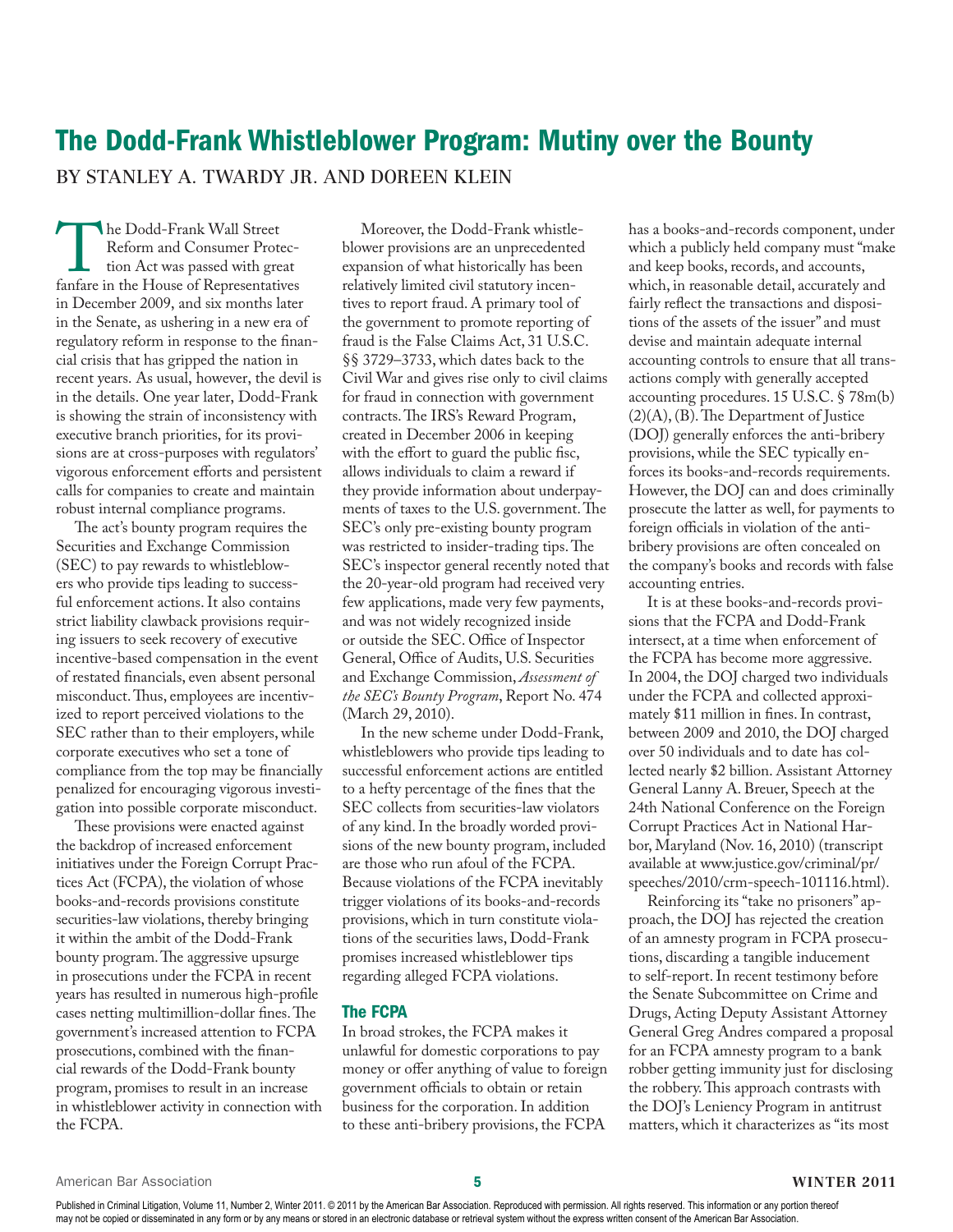# The Dodd-Frank Whistleblower Program: Mutiny over the Bounty

BY STANLEY A. TWARDY JR. AND DOREEN KLEIN

The Dodd-Frank Wall Street Reform and Consumer Protection Act was passed with great fanfare in the House of Representatives in December 2009, and six months later in the Senate, as ushering in a new era of regulatory reform in response to the financial crisis that has gripped the nation in recent years. As usual, however, the devil is in the details. One year later, Dodd-Frank is showing the strain of inconsistency with executive branch priorities, for its provisions are at cross-purposes with regulators' vigorous enforcement efforts and persistent calls for companies to create and maintain robust internal compliance programs.

The act's bounty program requires the Securities and Exchange Commission (SEC) to pay rewards to whistleblowers who provide tips leading to successful enforcement actions. It also contains strict liability clawback provisions requiring issuers to seek recovery of executive incentive-based compensation in the event of restated financials, even absent personal misconduct. Thus, employees are incentivized to report perceived violations to the SEC rather than to their employers, while corporate executives who set a tone of compliance from the top may be financially penalized for encouraging vigorous investigation into possible corporate misconduct.

These provisions were enacted against the backdrop of increased enforcement initiatives under the Foreign Corrupt Practices Act (FCPA), the violation of whose books-and-records provisions constitute securities-law violations, thereby bringing it within the ambit of the Dodd-Frank bounty program. The aggressive upsurge in prosecutions under the FCPA in recent years has resulted in numerous high-profile cases netting multimillion-dollar fines. The government's increased attention to FCPA prosecutions, combined with the financial rewards of the Dodd-Frank bounty program, promises to result in an increase in whistleblower activity in connection with the FCPA.

Moreover, the Dodd-Frank whistleblower provisions are an unprecedented expansion of what historically has been relatively limited civil statutory incentives to report fraud. A primary tool of the government to promote reporting of fraud is the False Claims Act, 31 U.S.C. §§ 3729–3733, which dates back to the Civil War and gives rise only to civil claims for fraud in connection with government contracts. The IRS's Reward Program, created in December 2006 in keeping with the effort to guard the public fisc, allows individuals to claim a reward if they provide information about underpayments of taxes to the U.S. government. The SEC's only pre-existing bounty program was restricted to insider-trading tips. The SEC's inspector general recently noted that the 20-year-old program had received very few applications, made very few payments, and was not widely recognized inside or outside the SEC. Office of Inspector General, Office of Audits, U.S. Securities and Exchange Commission, *Assessment of the SEC's Bounty Program*, Report No. 474 (March 29, 2010).

In the new scheme under Dodd-Frank, whistleblowers who provide tips leading to successful enforcement actions are entitled to a hefty percentage of the fines that the SEC collects from securities-law violators of any kind. In the broadly worded provisions of the new bounty program, included are those who run afoul of the FCPA. Because violations of the FCPA inevitably trigger violations of its books-and-records provisions, which in turn constitute violations of the securities laws, Dodd-Frank promises increased whistleblower tips regarding alleged FCPA violations.

## The FCPA

In broad strokes, the FCPA makes it unlawful for domestic corporations to pay money or offer anything of value to foreign government officials to obtain or retain business for the corporation. In addition to these anti-bribery provisions, the FCPA has a books-and-records component, under which a publicly held company must "make and keep books, records, and accounts, which, in reasonable detail, accurately and fairly reflect the transactions and dispositions of the assets of the issuer" and must devise and maintain adequate internal accounting controls to ensure that all transactions comply with generally accepted accounting procedures. 15 U.S.C. § 78m(b)(2)(A), (B). The Department of Justice (DOJ) generally enforces the anti-bribery provisions, while the SEC typically enforces its books-and-records requirements. However, the DOJ can and does criminally prosecute the latter as well, for payments to foreign officials in violation of the anti-bribery provisions are often concealed on the company's books and records with false accounting entries.

It is at these books-and-records provisions that the FCPA and Dodd-Frank intersect, at a time when enforcement of the FCPA has become more aggressive. In 2004, the DOJ charged two individuals under the FCPA and collected approximately $11 million in fines. In contrast, between 2009 and 2010, the DOJ charged over 50 individuals and to date has collected nearly $2 billion. Assistant Attorney General Lanny A. Breuer, Speech at the 24th National Conference on the Foreign Corrupt Practices Act in National Harbor, Maryland (Nov. 16, 2010) (transcript available at www.justice.gov/criminal/pr/speeches/2010/crm-speech-101116.html).

Reinforcing its "take no prisoners" approach, the DOJ has rejected the creation of an amnesty program in FCPA prosecutions, discarding a tangible inducement to self-report. In recent testimony before the Senate Subcommittee on Crime and Drugs, Acting Deputy Assistant Attorney General Greg Andres compared a proposal for an FCPA amnesty program to a bank robber getting immunity just for disclosing the robbery. This approach contrasts with the DOJ's Leniency Program in antitrust matters, which it characterizes as "its most

Published in Criminal Litigation, Volume 11, Number 2, Winter 2011. © 2011 by the American Bar Association. Reproduced with permission. All rights reserved. This information or any portion thereof may not be copied or disseminated in any form or by any means or stored in an electronic database or retrieval system without the express written consent of the American Bar Association.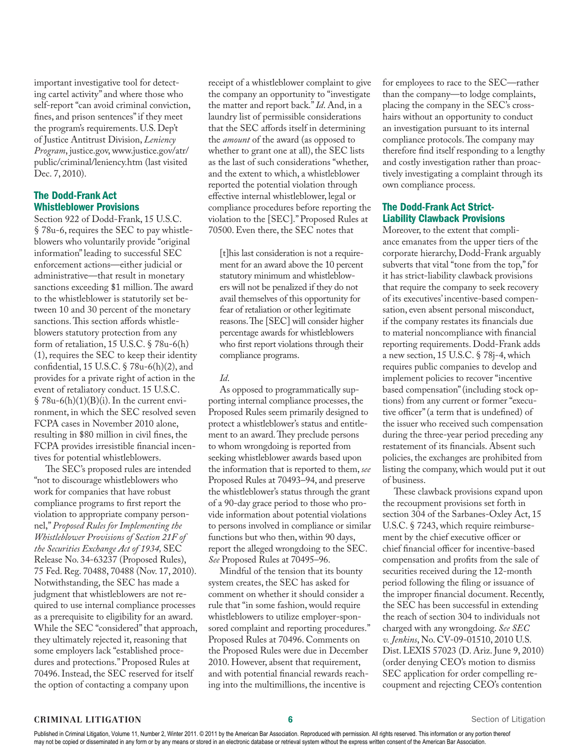important investigative tool for detecting cartel activity" and where those who self-report "can avoid criminal conviction, fines, and prison sentences" if they meet the program's requirements. U.S. Dep't of Justice Antitrust Division, *Leniency Program*, justice.gov, www.justice.gov/atr/public/criminal/leniency.htm (last visited Dec. 7, 2010).

## The Dodd-Frank Act Whistleblower Provisions

Section 922 of Dodd-Frank, 15 U.S.C. § 78u-6, requires the SEC to pay whistleblowers who voluntarily provide "original information" leading to successful SEC enforcement actions—either judicial or administrative—that result in monetary sanctions exceeding $1 million. The award to the whistleblower is statutorily set between 10 and 30 percent of the monetary sanctions. This section affords whistleblowers statutory protection from any form of retaliation, 15 U.S.C. § 78u-6(h)(1), requires the SEC to keep their identity confidential, 15 U.S.C. § 78u-6(h)(2), and provides for a private right of action in the event of retaliatory conduct. 15 U.S.C. § 78u-6(h)(1)(B)(i). In the current environment, in which the SEC resolved seven FCPA cases in November 2010 alone, resulting in $80 million in civil fines, the FCPA provides irresistible financial incentives for potential whistleblowers.

The SEC's proposed rules are intended "not to discourage whistleblowers who work for companies that have robust compliance programs to first report the violation to appropriate company personnel," *Proposed Rules for Implementing the Whistleblower Provisions of Section 21F of the Securities Exchange Act of 1934,* SEC Release No. 34-63237 (Proposed Rules), 75 Fed. Reg. 70488, 70488 (Nov. 17, 2010). Notwithstanding, the SEC has made a judgment that whistleblowers are not required to use internal compliance processes as a prerequisite to eligibility for an award. While the SEC "considered" that approach, they ultimately rejected it, reasoning that some employers lack "established procedures and protections." Proposed Rules at 70496. Instead, the SEC reserved for itself the option of contacting a company upon receipt of a whistleblower complaint to give the company an opportunity to "investigate the matter and report back." *Id*. And, in a laundry list of permissible considerations that the SEC affords itself in determining the *amount* of the award (as opposed to whether to grant one at all), the SEC lists as the last of such considerations "whether, and the extent to which, a whistleblower reported the potential violation through effective internal whistleblower, legal or compliance procedures before reporting the violation to the [SEC]." Proposed Rules at 70500. Even there, the SEC notes that

> [t]his last consideration is not a requirement for an award above the 10 percent statutory minimum and whistleblowers will not be penalized if they do not avail themselves of this opportunity for fear of retaliation or other legitimate reasons. The [SEC] will consider higher percentage awards for whistleblowers who first report violations through their compliance programs.

*Id*.

As opposed to programmatically supporting internal compliance processes, the Proposed Rules seem primarily designed to protect a whistleblower's status and entitlement to an award. They preclude persons to whom wrongdoing is reported from seeking whistleblower awards based upon the information that is reported to them, *see* Proposed Rules at 70493–94, and preserve the whistleblower's status through the grant of a 90-day grace period to those who provide information about potential violations to persons involved in compliance or similar functions but who then, within 90 days, report the alleged wrongdoing to the SEC. *See* Proposed Rules at 70495–96.

Mindful of the tension that its bounty system creates, the SEC has asked for comment on whether it should consider a rule that "in some fashion, would require whistleblowers to utilize employer-sponsored complaint and reporting procedures." Proposed Rules at 70496. Comments on the Proposed Rules were due in December 2010. However, absent that requirement, and with potential financial rewards reaching into the multimillions, the incentive is for employees to race to the SEC—rather than the company—to lodge complaints, placing the company in the SEC's crosshairs without an opportunity to conduct an investigation pursuant to its internal compliance protocols. The company may therefore find itself responding to a lengthy and costly investigation rather than proactively investigating a complaint through its own compliance process.

## The Dodd-Frank Act Strict-Liability Clawback Provisions

Moreover, to the extent that compliance emanates from the upper tiers of the corporate hierarchy, Dodd-Frank arguably subverts that vital "tone from the top," for it has strict-liability clawback provisions that require the company to seek recovery of its executives' incentive-based compensation, even absent personal misconduct, if the company restates its financials due to material noncompliance with financial reporting requirements. Dodd-Frank adds a new section, 15 U.S.C. § 78j-4, which requires public companies to develop and implement policies to recover "incentive based compensation" (including stock options) from any current or former "executive officer" (a term that is undefined) of the issuer who received such compensation during the three-year period preceding any restatement of its financials. Absent such policies, the exchanges are prohibited from listing the company, which would put it out of business.

These clawback provisions expand upon the recoupment provisions set forth in section 304 of the Sarbanes-Oxley Act, 15 U.S.C. § 7243, which require reimbursement by the chief executive officer or chief financial officer for incentive-based compensation and profits from the sale of securities received during the 12-month period following the filing or issuance of the improper financial document. Recently, the SEC has been successful in extending the reach of section 304 to individuals not charged with any wrongdoing. *See SEC v. Jenkins*, No. CV-09-01510, 2010 U.S. Dist. LEXIS 57023 (D. Ariz. June 9, 2010) (order denying CEO's motion to dismiss SEC application for order compelling recoupment and rejecting CEO's contention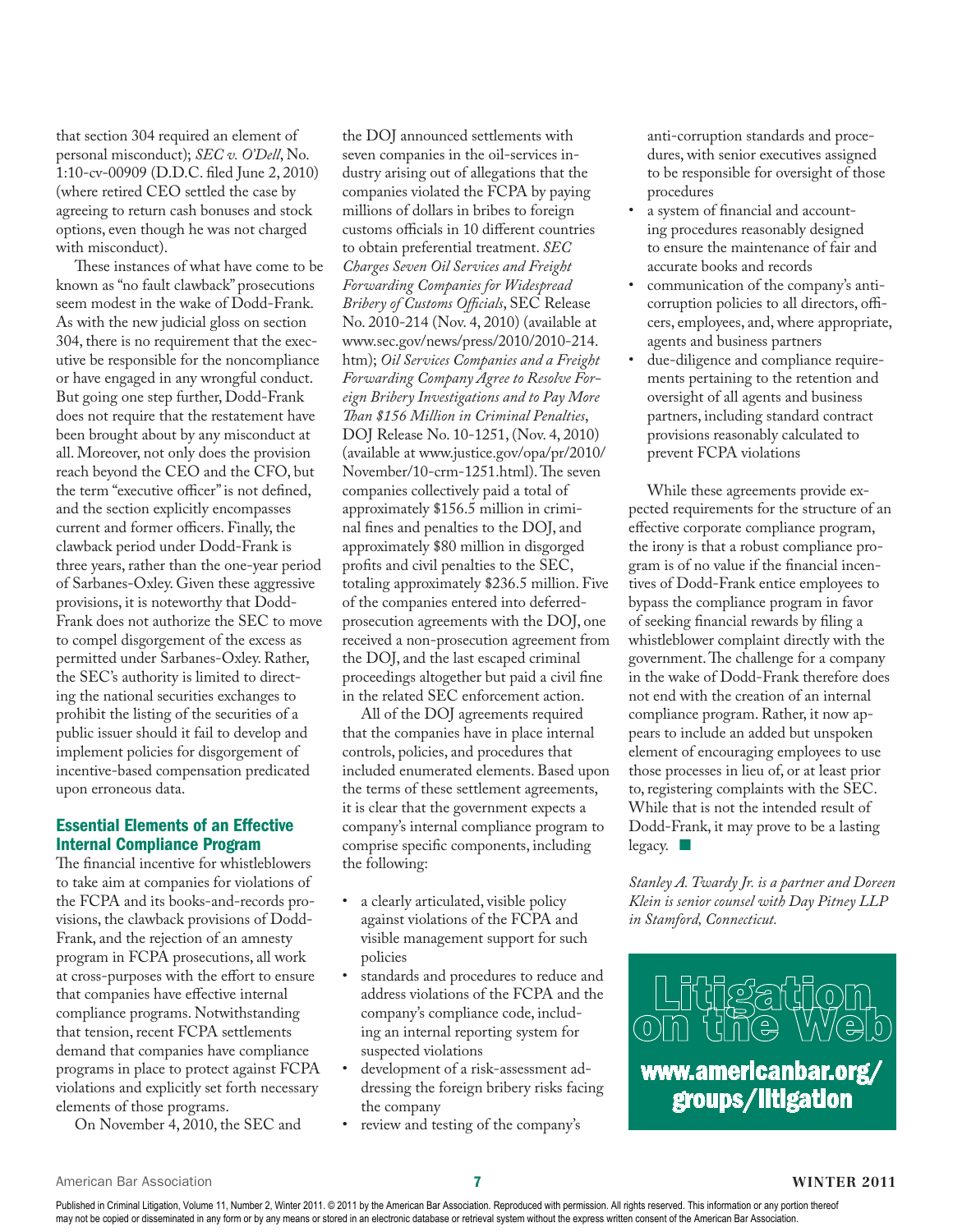that section 304 required an element of personal misconduct); *SEC v. O'Dell*, No. 1:10-cv-00909 (D.D.C. filed June 2, 2010) (where retired CEO settled the case by agreeing to return cash bonuses and stock options, even though he was not charged with misconduct).

These instances of what have come to be known as "no fault clawback" prosecutions seem modest in the wake of Dodd-Frank. As with the new judicial gloss on section 304, there is no requirement that the executive be responsible for the noncompliance or have engaged in any wrongful conduct. But going one step further, Dodd-Frank does not require that the restatement have been brought about by any misconduct at all. Moreover, not only does the provision reach beyond the CEO and the CFO, but the term "executive officer" is not defined, and the section explicitly encompasses current and former officers. Finally, the clawback period under Dodd-Frank is three years, rather than the one-year period of Sarbanes-Oxley. Given these aggressive provisions, it is noteworthy that Dodd-Frank does not authorize the SEC to move to compel disgorgement of the excess as permitted under Sarbanes-Oxley. Rather, the SEC's authority is limited to directing the national securities exchanges to prohibit the listing of the securities of a public issuer should it fail to develop and implement policies for disgorgement of incentive-based compensation predicated upon erroneous data.

## Essential Elements of an Effective Internal Compliance Program

The financial incentive for whistleblowers to take aim at companies for violations of the FCPA and its books-and-records provisions, the clawback provisions of Dodd-Frank, and the rejection of an amnesty program in FCPA prosecutions, all work at cross-purposes with the effort to ensure that companies have effective internal compliance programs. Notwithstanding that tension, recent FCPA settlements demand that companies have compliance programs in place to protect against FCPA violations and explicitly set forth necessary elements of those programs.

On November 4, 2010, the SEC and the DOJ announced settlements with seven companies in the oil-services industry arising out of allegations that the companies violated the FCPA by paying millions of dollars in bribes to foreign customs officials in 10 different countries to obtain preferential treatment. *SEC Charges Seven Oil Services and Freight Forwarding Companies for Widespread Bribery of Customs Officials*, SEC Release No. 2010-214 (Nov. 4, 2010) (available at www.sec.gov/news/press/2010/2010-214.htm); *Oil Services Companies and a Freight Forwarding Company Agree to Resolve Foreign Bribery Investigations and to Pay More Than $156 Million in Criminal Penalties*, DOJ Release No. 10-1251, (Nov. 4, 2010) (available at www.justice.gov/opa/pr/2010/November/10-crm-1251.html). The seven companies collectively paid a total of approximately $156.5 million in criminal fines and penalties to the DOJ, and approximately $80 million in disgorged profits and civil penalties to the SEC, totaling approximately $236.5 million. Five of the companies entered into deferred-prosecution agreements with the DOJ, one received a non-prosecution agreement from the DOJ, and the last escaped criminal proceedings altogether but paid a civil fine in the related SEC enforcement action.

All of the DOJ agreements required that the companies have in place internal controls, policies, and procedures that included enumerated elements. Based upon the terms of these settlement agreements, it is clear that the government expects a company's internal compliance program to comprise specific components, including the following:

- a clearly articulated, visible policy against violations of the FCPA and visible management support for such policies
- standards and procedures to reduce and address violations of the FCPA and the company's compliance code, including an internal reporting system for suspected violations
- development of a risk-assessment addressing the foreign bribery risks facing the company
- review and testing of the company's anti-corruption standards and procedures, with senior executives assigned to be responsible for oversight of those procedures
- a system of financial and accounting procedures reasonably designed to ensure the maintenance of fair and accurate books and records
- communication of the company's anti-corruption policies to all directors, officers, employees, and, where appropriate, agents and business partners
- due-diligence and compliance requirements pertaining to the retention and oversight of all agents and business partners, including standard contract provisions reasonably calculated to prevent FCPA violations

While these agreements provide expected requirements for the structure of an effective corporate compliance program, the irony is that a robust compliance program is of no value if the financial incentives of Dodd-Frank entice employees to bypass the compliance program in favor of seeking financial rewards by filing a whistleblower complaint directly with the government. The challenge for a company in the wake of Dodd-Frank therefore does not end with the creation of an internal compliance program. Rather, it now appears to include an added but unspoken element of encouraging employees to use those processes in lieu of, or at least prior to, registering complaints with the SEC. While that is not the intended result of Dodd-Frank, it may prove to be a lasting legacy. ■

*Stanley A. Twardy Jr. is a partner and Doreen Klein is senior counsel with Day Pitney LLP in Stamford, Connecticut.*

Litigation on the Web

www.americanbar.org/groups/litigation

Published in Criminal Litigation, Volume 11, Number 2, Winter 2011. © 2011 by the American Bar Association. Reproduced with permission. All rights reserved. This information or any portion thereof may not be copied or disseminated in any form or by any means or stored in an electronic database or retrieval system without the express written consent of the American Bar Association.